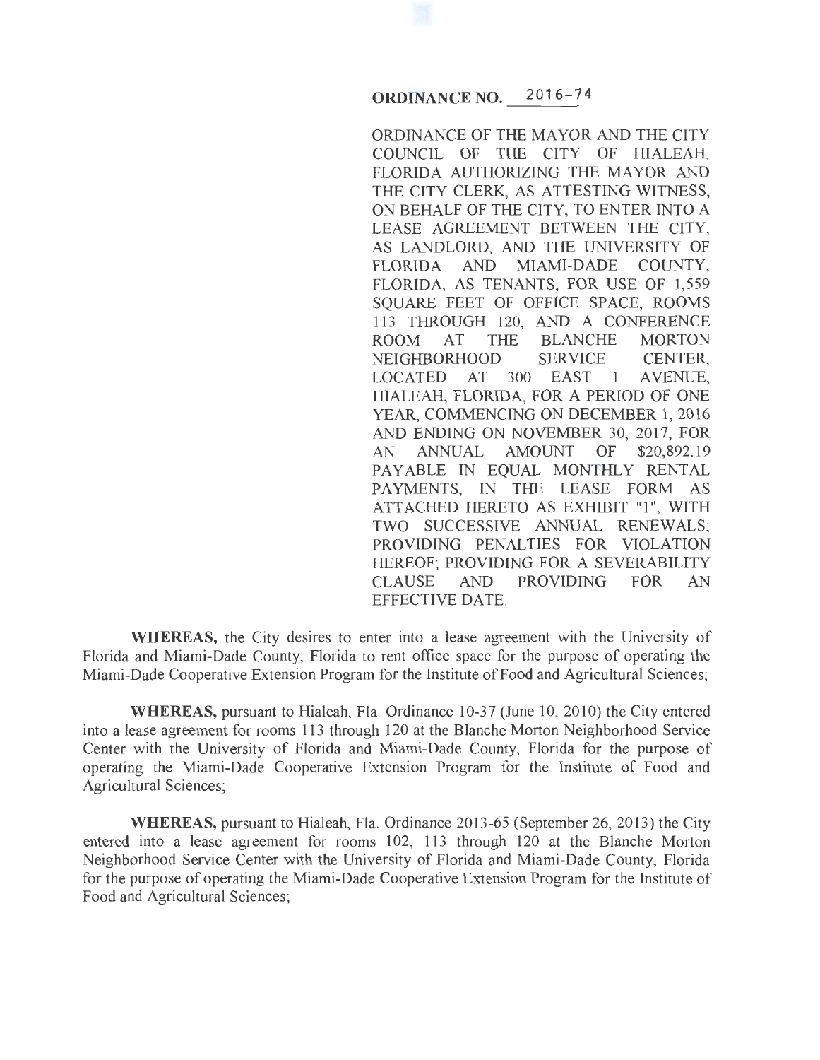# ORDINANCE NO. 2016-74

ORDINANCE OF THE MAYOR AND THE CITY COUNCIL OF THE CITY OF HIALEAH, FLORIDA AUTHORIZING THE MAYOR AND THE CITY CLERK, AS ATTESTING WITNESS, ON BEHALF OF THE CITY, TO ENTER INTO A LEASE AGREEMENT BETWEEN THE CITY, AS LANDLORD, AND THE UNIVERSITY OF FLORIDA AND MIAMI-DADE COUNTY, FLORIDA, AS TENANTS, FOR USE OF 1,559 SQUARE FEET OF OFFICE SPACE, ROOMS 113 THROUGH 120, AND A CONFERENCE ROOM AT THE BLANCHE MORTON NEIGHBORHOOD SERVICE CENTER, LOCATED AT 300 EAST 1 AVENUE, HIALEAH, FLORIDA, FOR A PERIOD OF ONE YEAR, COMMENCING ON DECEMBER 1, 2016 AND ENDING ON NOVEMBER 30, 2017, FOR AN ANNUAL AMOUNT OF $20,892.19 PAYABLE IN EQUAL MONTHLY RENTAL PAYMENTS, IN THE LEASE FORM AS ATTACHED HERETO AS EXHIBIT "1", WITH TWO SUCCESSIVE ANNUAL RENEWALS; PROVIDING PENALTIES FOR VIOLATION HEREOF; PROVIDING FOR A SEVERABILITY CLAUSE AND PROVIDING FOR AN EFFECTIVE DATE.

**WHEREAS,** the City desires to enter into a lease agreement with the University of Florida and Miami-Dade County, Florida to rent office space for the purpose of operating the Miami-Dade Cooperative Extension Program for the Institute of Food and Agricultural Sciences;

**WHEREAS,** pursuant to Hialeah, Fla. Ordinance 10-37 (June 10, 2010) the City entered into a lease agreement for rooms 113 through 120 at the Blanche Morton Neighborhood Service Center with the University of Florida and Miami-Dade County, Florida for the purpose of operating the Miami-Dade Cooperative Extension Program for the Institute of Food and Agricultural Sciences;

**WHEREAS,** pursuant to Hialeah, Fla. Ordinance 2013-65 (September 26, 2013) the City entered into a lease agreement for rooms 102, 113 through 120 at the Blanche Morton Neighborhood Service Center with the University of Florida and Miami-Dade County, Florida for the purpose of operating the Miami-Dade Cooperative Extension Program for the Institute of Food and Agricultural Sciences;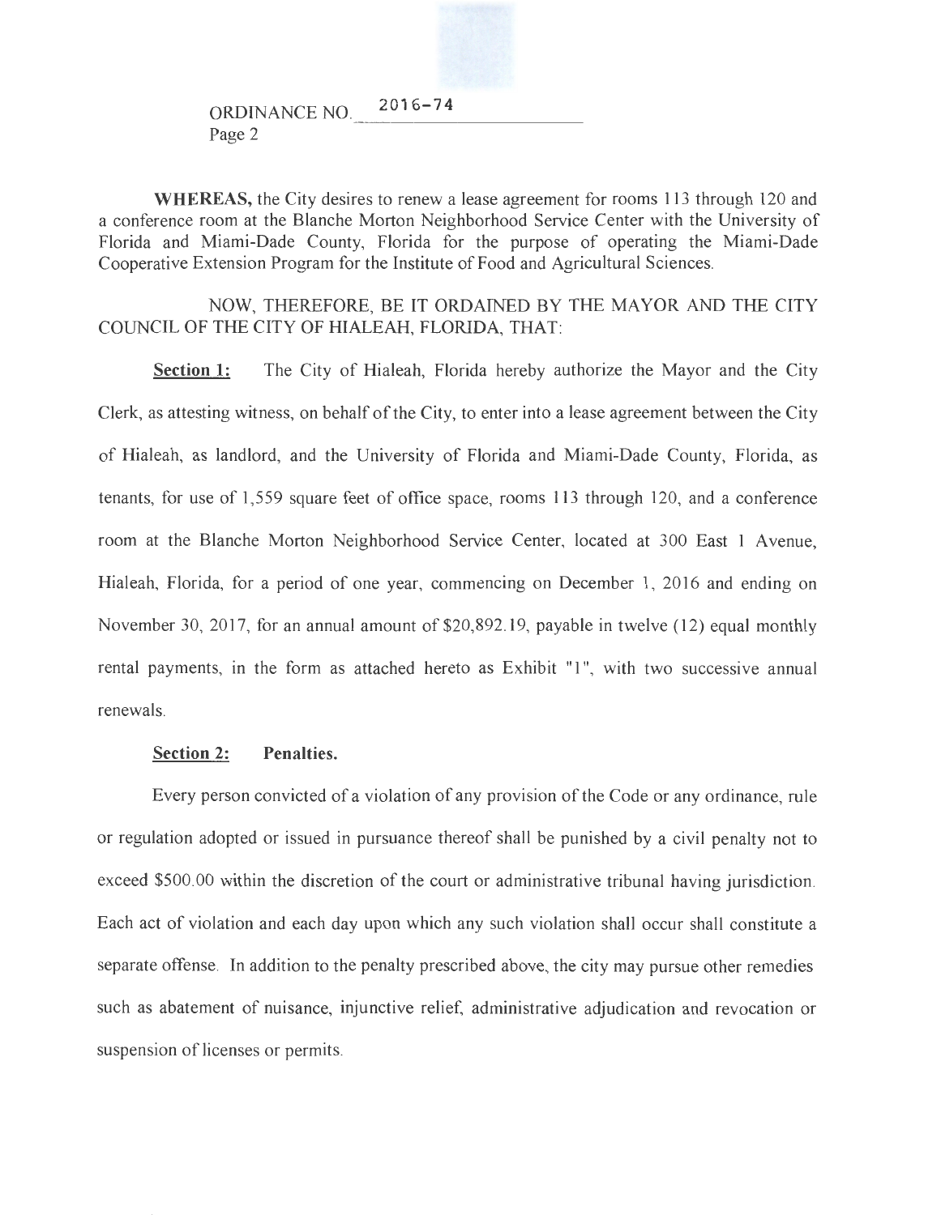**WHEREAS,** the City desires to renew a lease agreement for rooms 113 through 120 and a conference room at the Blanche Morton Neighborhood Service Center with the University of Florida and Miami-Dade County, Florida for the purpose of operating the Miami-Dade Cooperative Extension Program for the Institute of Food and Agricultural Sciences.

NOW, THEREFORE, BE IT ORDAINED BY THE MAYOR AND THE CITY COUNCIL OF THE CITY OF HIALEAH, FLORIDA, THAT:

**Section 1:** The City of Hialeah, Florida hereby authorize the Mayor and the City Clerk, as attesting witness, on behalf of the City, to enter into a lease agreement between the City of Hialeah, as landlord, and the University of Florida and Miami-Dade County, Florida, as tenants, for use of 1,559 square feet of office space, rooms 113 through 120, and a conference room at the Blanche Morton Neighborhood Service Center, located at 300 East 1 Avenue, Hialeah, Florida, for a period of one year, commencing on December 1, 2016 and ending on November 30, 2017, for an annual amount of $20,892.19, payable in twelve (12) equal monthly rental payments, in the form as attached hereto as Exhibit "1", with two successive annual renewals.

**Section 2: Penalties.**

Every person convicted of a violation of any provision of the Code or any ordinance, rule or regulation adopted or issued in pursuance thereof shall be punished by a civil penalty not to exceed $500.00 within the discretion of the court or administrative tribunal having jurisdiction. Each act of violation and each day upon which any such violation shall occur shall constitute a separate offense. In addition to the penalty prescribed above, the city may pursue other remedies such as abatement of nuisance, injunctive relief, administrative adjudication and revocation or suspension of licenses or permits.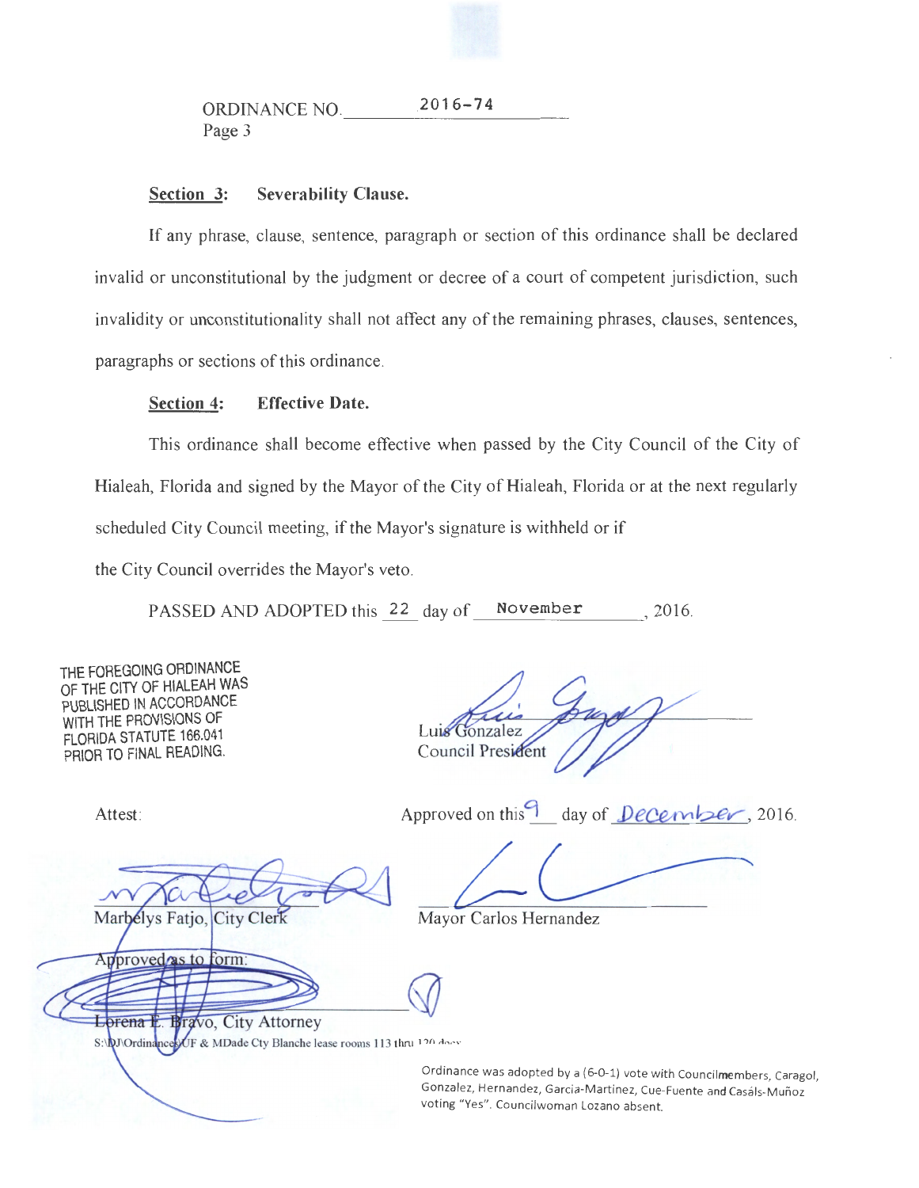ORDINANCE NO. 2016-74

**Section 3:** **Severability Clause.**

If any phrase, clause, sentence, paragraph or section of this ordinance shall be declared invalid or unconstitutional by the judgment or decree of a court of competent jurisdiction, such invalidity or unconstitutionality shall not affect any of the remaining phrases, clauses, sentences, paragraphs or sections of this ordinance.

**Section 4:** **Effective Date.**

This ordinance shall become effective when passed by the City Council of the City of Hialeah, Florida and signed by the Mayor of the City of Hialeah, Florida or at the next regularly scheduled City Council meeting, if the Mayor's signature is withheld or if the City Council overrides the Mayor's veto.

PASSED AND ADOPTED this 22 day of November, 2016.

THE FOREGOING ORDINANCE OF THE CITY OF HIALEAH WAS PUBLISHED IN ACCORDANCE WITH THE PROVISIONS OF FLORIDA STATUTE 166.041 PRIOR TO FINAL READING.

Luis Gonzalez
Council President

Attest:

Approved on this 9 day of December, 2016.

Marbelys Fatjo, City Clerk

Mayor Carlos Hernandez

Approved as to form:

Lorena E. Bravo, City Attorney

S:\DJ\Ordinances\UF & MDade Cty Blanche lease rooms 113 thru 120.docx

Ordinance was adopted by a (6-0-1) vote with Councilmembers, Caragol, Gonzalez, Hernandez, Garcia-Martinez, Cue-Fuente and Casáls-Muñoz voting "Yes". Councilwoman Lozano absent.